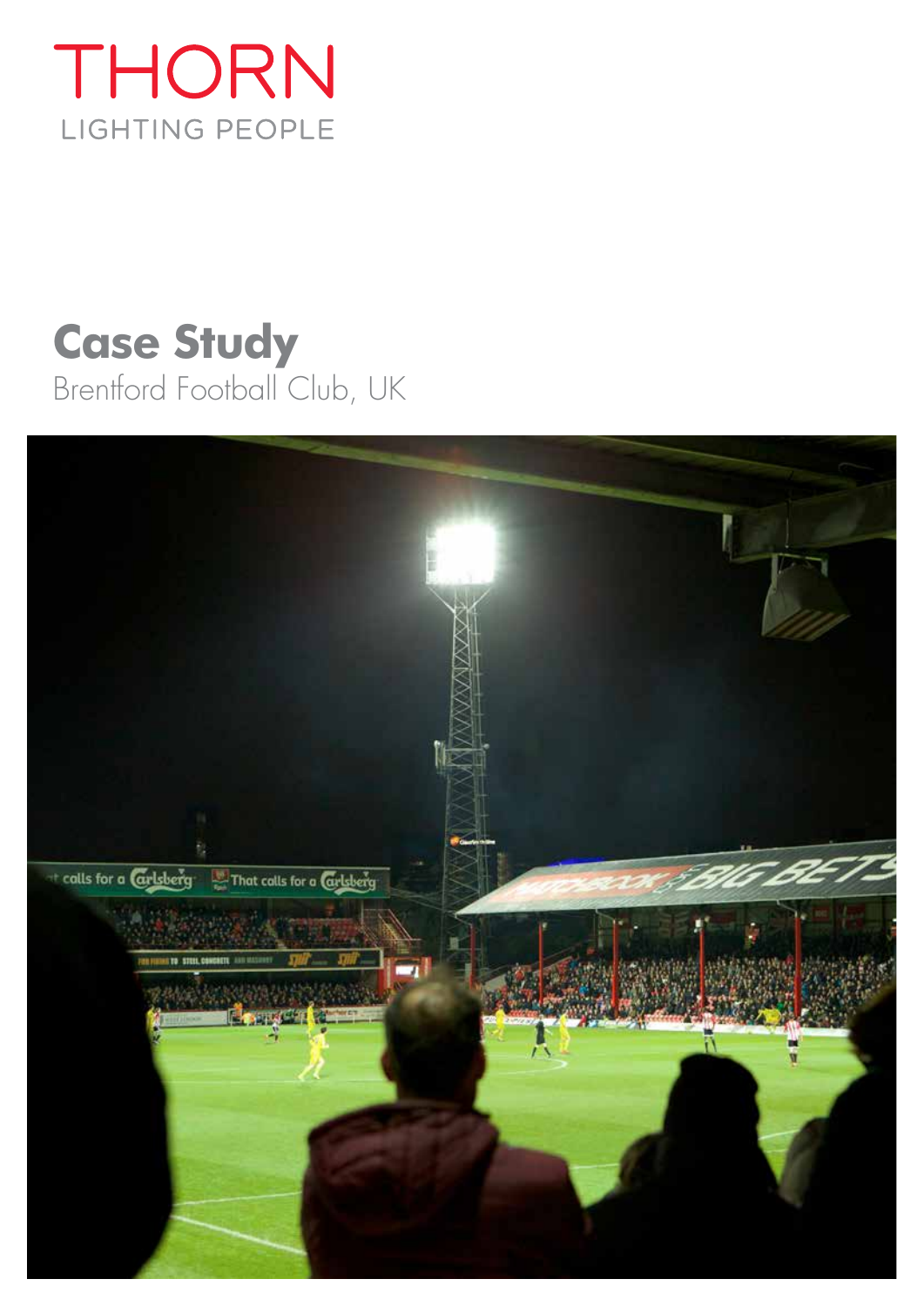THORN

LIGHTING PEOPLE

# Case Study

Brentford Football Club, UK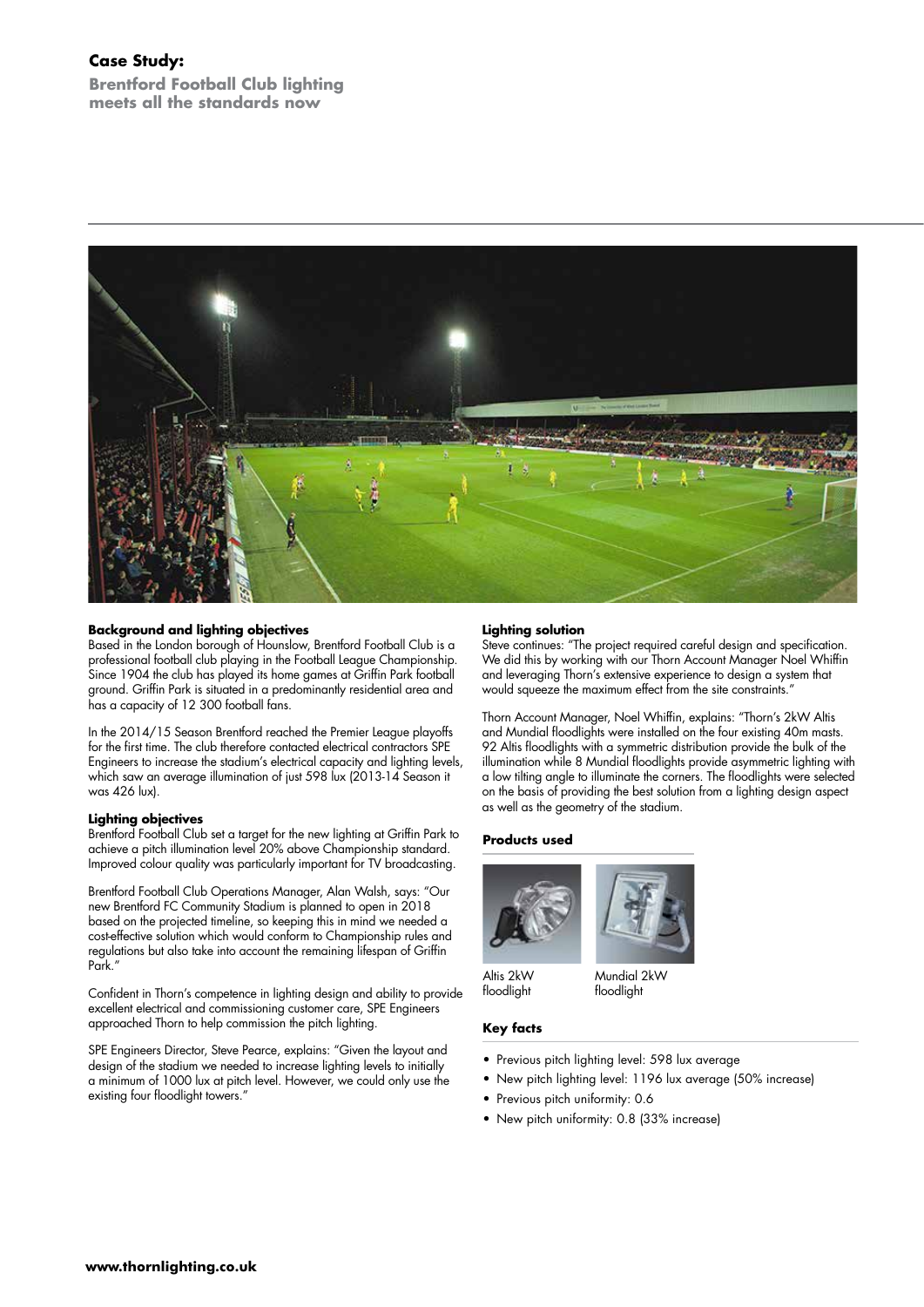# Case Study:

**Brentford Football Club lighting meets all the standards now**

### Background and lighting objectives

Based in the London borough of Hounslow, Brentford Football Club is a professional football club playing in the Football League Championship. Since 1904 the club has played its home games at Griffin Park football ground. Griffin Park is situated in a predominantly residential area and has a capacity of 12 300 football fans.

In the 2014/15 Season Brentford reached the Premier League playoffs for the first time. The club therefore contacted electrical contractors SPE Engineers to increase the stadium's electrical capacity and lighting levels, which saw an average illumination of just 598 lux (2013-14 Season it was 426 lux).

### Lighting objectives

Brentford Football Club set a target for the new lighting at Griffin Park to achieve a pitch illumination level 20% above Championship standard. Improved colour quality was particularly important for TV broadcasting.

Brentford Football Club Operations Manager, Alan Walsh, says: "Our new Brentford FC Community Stadium is planned to open in 2018 based on the projected timeline, so keeping this in mind we needed a cost-effective solution which would conform to Championship rules and regulations but also take into account the remaining lifespan of Griffin Park."

Confident in Thorn's competence in lighting design and ability to provide excellent electrical and commissioning customer care, SPE Engineers approached Thorn to help commission the pitch lighting.

SPE Engineers Director, Steve Pearce, explains: "Given the layout and design of the stadium we needed to increase lighting levels to initially a minimum of 1000 lux at pitch level. However, we could only use the existing four floodlight towers."

### Lighting solution

Steve continues: "The project required careful design and specification. We did this by working with our Thorn Account Manager Noel Whiffin and leveraging Thorn's extensive experience to design a system that would squeeze the maximum effect from the site constraints."

Thorn Account Manager, Noel Whiffin, explains: "Thorn's 2kW Altis and Mundial floodlights were installed on the four existing 40m masts. 92 Altis floodlights with a symmetric distribution provide the bulk of the illumination while 8 Mundial floodlights provide asymmetric lighting with a low tilting angle to illuminate the corners. The floodlights were selected on the basis of providing the best solution from a lighting design aspect as well as the geometry of the stadium.

### Products used

Altis 2kW floodlight

Mundial 2kW floodlight

### Key facts

- Previous pitch lighting level: 598 lux average
- New pitch lighting level: 1196 lux average (50% increase)
- Previous pitch uniformity: 0.6
- New pitch uniformity: 0.8 (33% increase)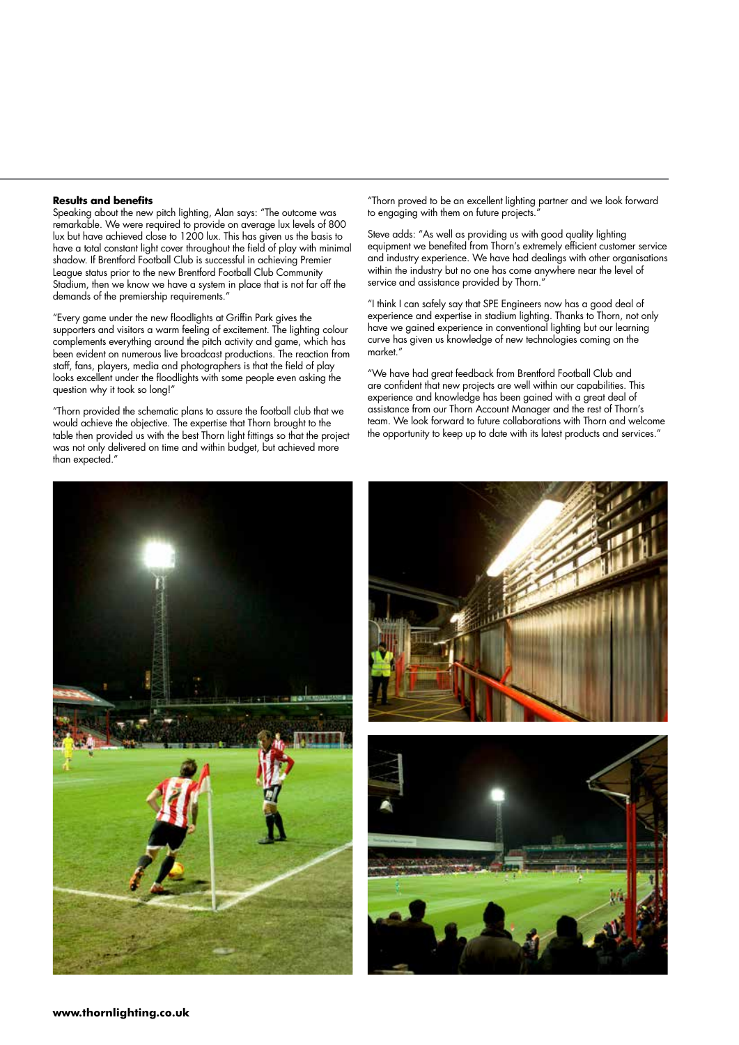**Results and benefits**

Speaking about the new pitch lighting, Alan says: "The outcome was remarkable. We were required to provide on average lux levels of 800 lux but have achieved close to 1200 lux. This has given us the basis to have a total constant light cover throughout the field of play with minimal shadow. If Brentford Football Club is successful in achieving Premier League status prior to the new Brentford Football Club Community Stadium, then we know we have a system in place that is not far off the demands of the premiership requirements."

"Every game under the new floodlights at Griffin Park gives the supporters and visitors a warm feeling of excitement. The lighting colour complements everything around the pitch activity and game, which has been evident on numerous live broadcast productions. The reaction from staff, fans, players, media and photographers is that the field of play looks excellent under the floodlights with some people even asking the question why it took so long!"

"Thorn provided the schematic plans to assure the football club that we would achieve the objective. The expertise that Thorn brought to the table then provided us with the best Thorn light fittings so that the project was not only delivered on time and within budget, but achieved more than expected."

"Thorn proved to be an excellent lighting partner and we look forward to engaging with them on future projects."

Steve adds: "As well as providing us with good quality lighting equipment we benefited from Thorn's extremely efficient customer service and industry experience. We have had dealings with other organisations within the industry but no one has come anywhere near the level of service and assistance provided by Thorn."

"I think I can safely say that SPE Engineers now has a good deal of experience and expertise in stadium lighting. Thanks to Thorn, not only have we gained experience in conventional lighting but our learning curve has given us knowledge of new technologies coming on the market."

"We have had great feedback from Brentford Football Club and are confident that new projects are well within our capabilities. This experience and knowledge has been gained with a great deal of assistance from our Thorn Account Manager and the rest of Thorn's team. We look forward to future collaborations with Thorn and welcome the opportunity to keep up to date with its latest products and services."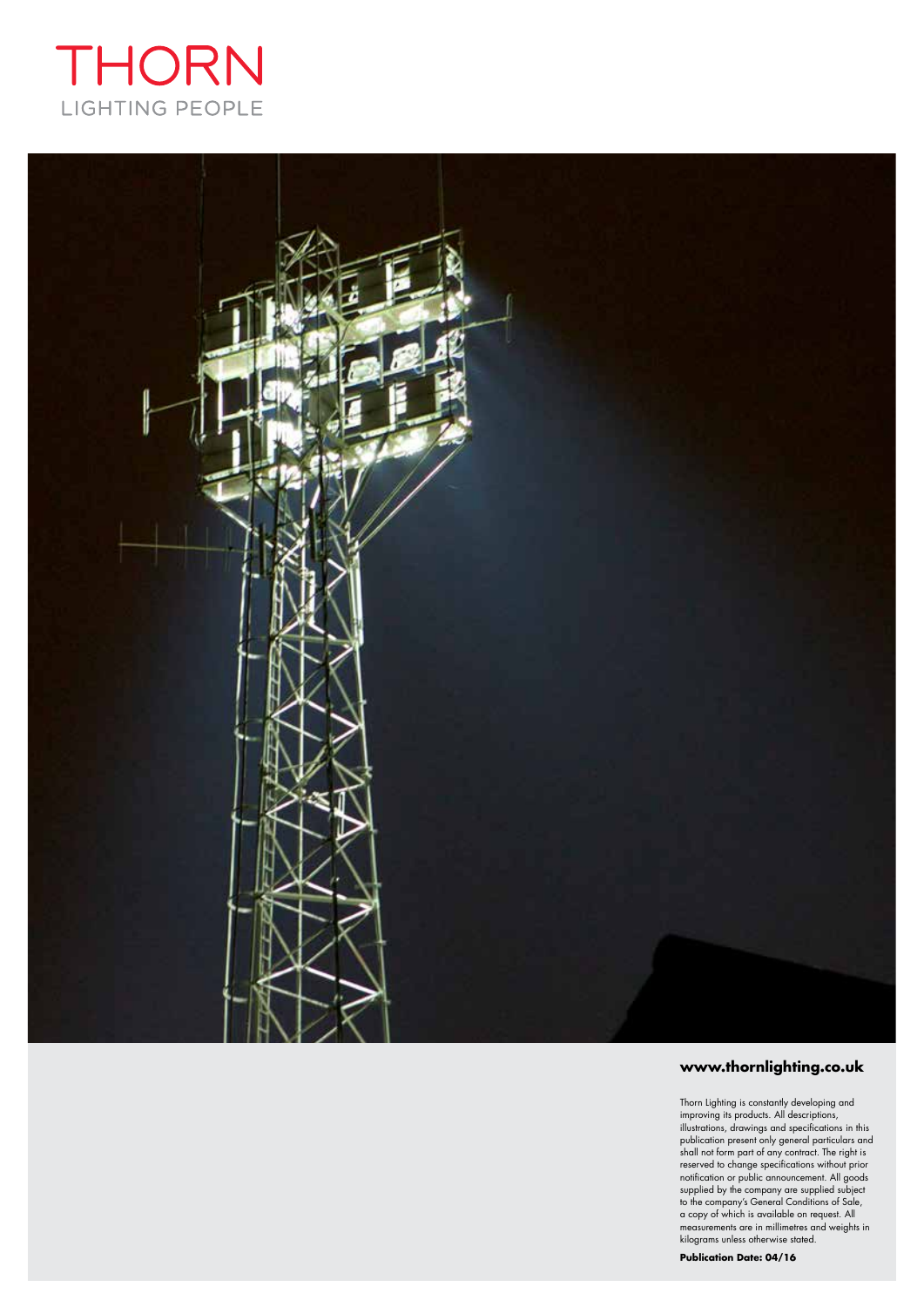# THORN

LIGHTING PEOPLE

**www.thornlighting.co.uk**

Thorn Lighting is constantly developing and improving its products. All descriptions, illustrations, drawings and specifications in this publication present only general particulars and shall not form part of any contract. The right is reserved to change specifications without prior notification or public announcement. All goods supplied by the company are supplied subject to the company's General Conditions of Sale, a copy of which is available on request. All measurements are in millimetres and weights in kilograms unless otherwise stated.

**Publication Date: 04/16**